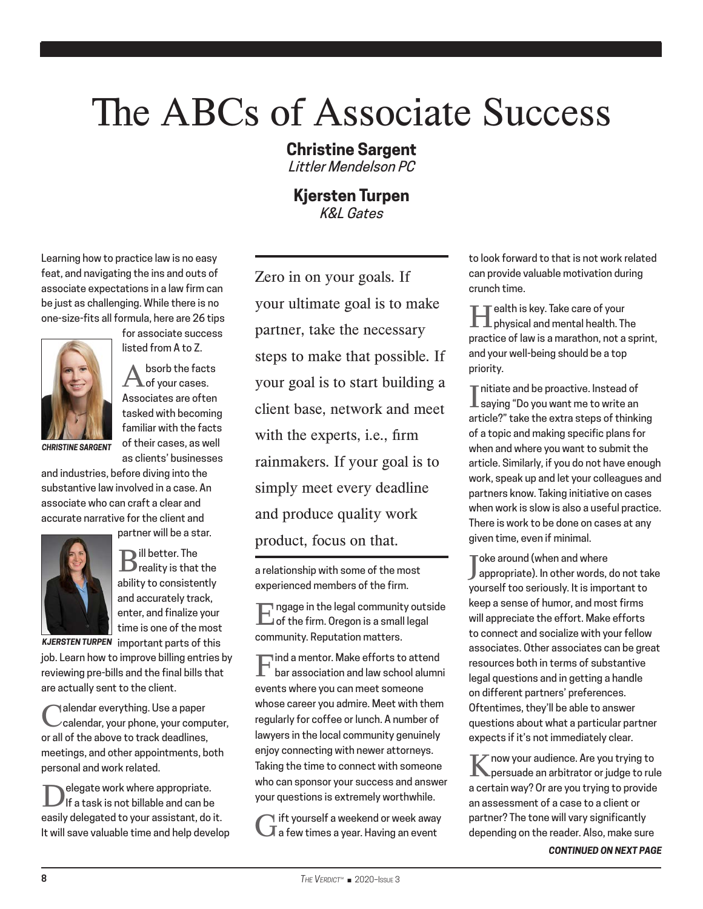# The ABCs of Associate Success

**Christine Sargent**
*Littler Mendelson PC*

**Kjersten Turpen**
*K&L Gates*

Learning how to practice law is no easy feat, and navigating the ins and outs of associate expectations in a law firm can be just as challenging. While there is no one-size-fits all formula, here are 26 tips for associate success listed from A to Z.

CHRISTINE SARGENT

KJERSTEN TURPEN

Absorb the facts of your cases. Associates are often tasked with becoming familiar with the facts of their cases, as well as clients' businesses and industries, before diving into the substantive law involved in a case. An associate who can craft a clear and accurate narrative for the client and partner will be a star.

Bill better. The reality is that the ability to consistently and accurately track, enter, and finalize your time is one of the most important parts of this job. Learn how to improve billing entries by reviewing pre-bills and the final bills that are actually sent to the client.

Calendar everything. Use a paper calendar, your phone, your computer, or all of the above to track deadlines, meetings, and other appointments, both personal and work related.

Delegate work where appropriate. If a task is not billable and can be easily delegated to your assistant, do it. It will save valuable time and help develop a relationship with some of the most experienced members of the firm.

> Zero in on your goals. If your ultimate goal is to make partner, take the necessary steps to make that possible. If your goal is to start building a client base, network and meet with the experts, i.e., firm rainmakers. If your goal is to simply meet every deadline and produce quality work product, focus on that.

Engage in the legal community outside of the firm. Oregon is a small legal community. Reputation matters.

Find a mentor. Make efforts to attend bar association and law school alumni events where you can meet someone whose career you admire. Meet with them regularly for coffee or lunch. A number of lawyers in the local community genuinely enjoy connecting with newer attorneys. Taking the time to connect with someone who can sponsor your success and answer your questions is extremely worthwhile.

Gift yourself a weekend or week away a few times a year. Having an event to look forward to that is not work related can provide valuable motivation during crunch time.

Health is key. Take care of your physical and mental health. The practice of law is a marathon, not a sprint, and your well-being should be a top priority.

Initiate and be proactive. Instead of saying "Do you want me to write an article?" take the extra steps of thinking of a topic and making specific plans for when and where you want to submit the article. Similarly, if you do not have enough work, speak up and let your colleagues and partners know. Taking initiative on cases when work is slow is also a useful practice. There is work to be done on cases at any given time, even if minimal.

Joke around (when and where appropriate). In other words, do not take yourself too seriously. It is important to keep a sense of humor, and most firms will appreciate the effort. Make efforts to connect and socialize with your fellow associates. Other associates can be great resources both in terms of substantive legal questions and in getting a handle on different partners' preferences. Oftentimes, they'll be able to answer questions about what a particular partner expects if it's not immediately clear.

Know your audience. Are you trying to persuade an arbitrator or judge to rule a certain way? Or are you trying to provide an assessment of a case to a client or partner? The tone will vary significantly depending on the reader. Also, make sure

***CONTINUED ON NEXT PAGE***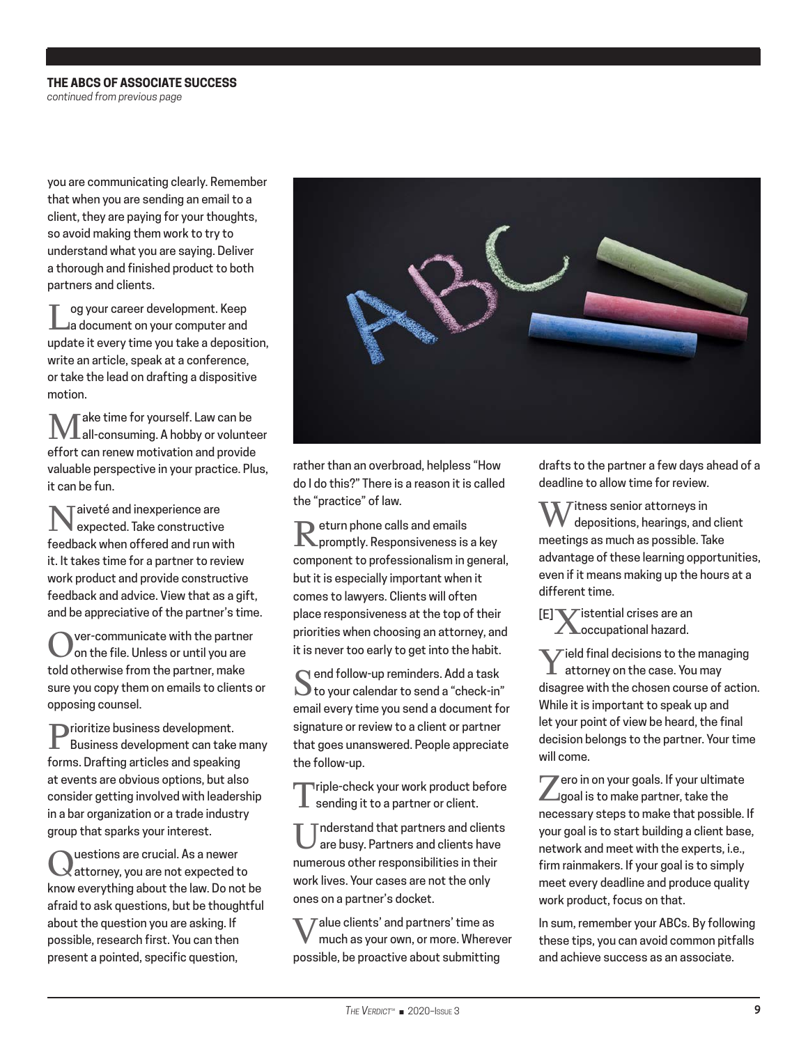**THE ABCS OF ASSOCIATE SUCCESS**
*continued from previous page*

you are communicating clearly. Remember that when you are sending an email to a client, they are paying for your thoughts, so avoid making them work to try to understand what you are saying. Deliver a thorough and finished product to both partners and clients.

Log your career development. Keep a document on your computer and update it every time you take a deposition, write an article, speak at a conference, or take the lead on drafting a dispositive motion.

Make time for yourself. Law can be all-consuming. A hobby or volunteer effort can renew motivation and provide valuable perspective in your practice. Plus, it can be fun.

Naiveté and inexperience are expected. Take constructive feedback when offered and run with it. It takes time for a partner to review work product and provide constructive feedback and advice. View that as a gift, and be appreciative of the partner's time.

Over-communicate with the partner on the file. Unless or until you are told otherwise from the partner, make sure you copy them on emails to clients or opposing counsel.

Prioritize business development. Business development can take many forms. Drafting articles and speaking at events are obvious options, but also consider getting involved with leadership in a bar organization or a trade industry group that sparks your interest.

Questions are crucial. As a newer attorney, you are not expected to know everything about the law. Do not be afraid to ask questions, but be thoughtful about the question you are asking. If possible, research first. You can then present a pointed, specific question, rather than an overbroad, helpless "How do I do this?" There is a reason it is called the "practice" of law.

Return phone calls and emails promptly. Responsiveness is a key component to professionalism in general, but it is especially important when it comes to lawyers. Clients will often place responsiveness at the top of their priorities when choosing an attorney, and it is never too early to get into the habit.

Send follow-up reminders. Add a task to your calendar to send a "check-in" email every time you send a document for signature or review to a client or partner that goes unanswered. People appreciate the follow-up.

Triple-check your work product before sending it to a partner or client.

Understand that partners and clients are busy. Partners and clients have numerous other responsibilities in their work lives. Your cases are not the only ones on a partner's docket.

Value clients' and partners' time as much as your own, or more. Wherever possible, be proactive about submitting drafts to the partner a few days ahead of a deadline to allow time for review.

Witness senior attorneys in depositions, hearings, and client meetings as much as possible. Take advantage of these learning opportunities, even if it means making up the hours at a different time.

[E]Xistential crises are an occupational hazard.

Yield final decisions to the managing attorney on the case. You may disagree with the chosen course of action. While it is important to speak up and let your point of view be heard, the final decision belongs to the partner. Your time will come.

Zero in on your goals. If your ultimate goal is to make partner, take the necessary steps to make that possible. If your goal is to start building a client base, network and meet with the experts, i.e., firm rainmakers. If your goal is to simply meet every deadline and produce quality work product, focus on that.

In sum, remember your ABCs. By following these tips, you can avoid common pitfalls and achieve success as an associate.